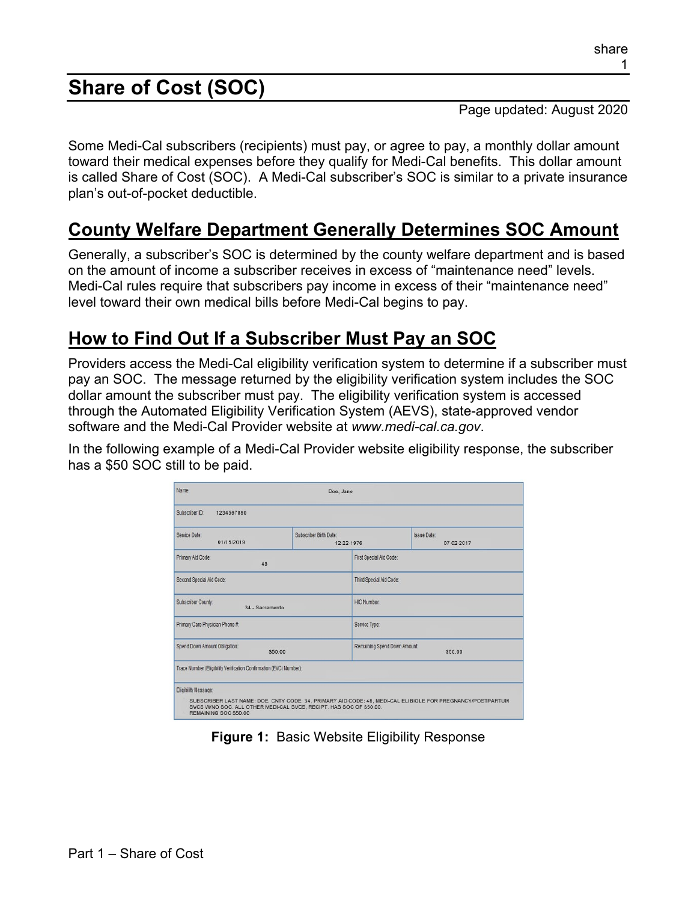# Share of Cost (SOC)

Page updated: August 2020

Some Medi-Cal subscribers (recipients) must pay, or agree to pay, a monthly dollar amount toward their medical expenses before they qualify for Medi-Cal benefits. This dollar amount is called Share of Cost (SOC). A Medi-Cal subscriber's SOC is similar to a private insurance plan's out-of-pocket deductible.

## County Welfare Department Generally Determines SOC Amount

Generally, a subscriber's SOC is determined by the county welfare department and is based on the amount of income a subscriber receives in excess of "maintenance need" levels. Medi-Cal rules require that subscribers pay income in excess of their "maintenance need" level toward their own medical bills before Medi-Cal begins to pay.

## How to Find Out If a Subscriber Must Pay an SOC

Providers access the Medi-Cal eligibility verification system to determine if a subscriber must pay an SOC. The message returned by the eligibility verification system includes the SOC dollar amount the subscriber must pay. The eligibility verification system is accessed through the Automated Eligibility Verification System (AEVS), state-approved vendor software and the Medi-Cal Provider website at *www.medi-cal.ca.gov*.

In the following example of a Medi-Cal Provider website eligibility response, the subscriber has a $50 SOC still to be paid.

| Field | Value |
| --- | --- |
| Name: | Doe, Jane |
| Subscriber ID: | 1234567890 |
| Service Date: | 01/15/2019 |
| Subscriber Birth Date: | 12-22-1976 |
| Issue Date: | 07-02-2017 |
| Primary Aid Code: | 48 |
| First Special Aid Code: | |
| Second Special Aid Code: | |
| Third Special Aid Code: | |
| Subscriber County: | 34 - Sacramento |
| HIC Number: | |
| Primary Care Physician Phone #: | |
| Service Type: | |
| Spend Down Amount Obligation: | $50.00 |
| Remaining Spend Down Amount: | $50.00 |
| Trace Number (Eligibility Verification Confirmation (EVC) Number): | |
| Eligibility Message: | SUBSCRIBER LAST NAME: DOE. CNTY CODE: 34. PRIMARY AID CODE: 48. MEDI-CAL ELIBIGLE FOR PREGNANCY/POSTPARTUM SVCS W/NO SOC. ALL OTHER MEDI-CAL SVCS, RECIPT. HAS SOC OF $50.00. REMAINING SOC $50.00 |

**Figure 1:** Basic Website Eligibility Response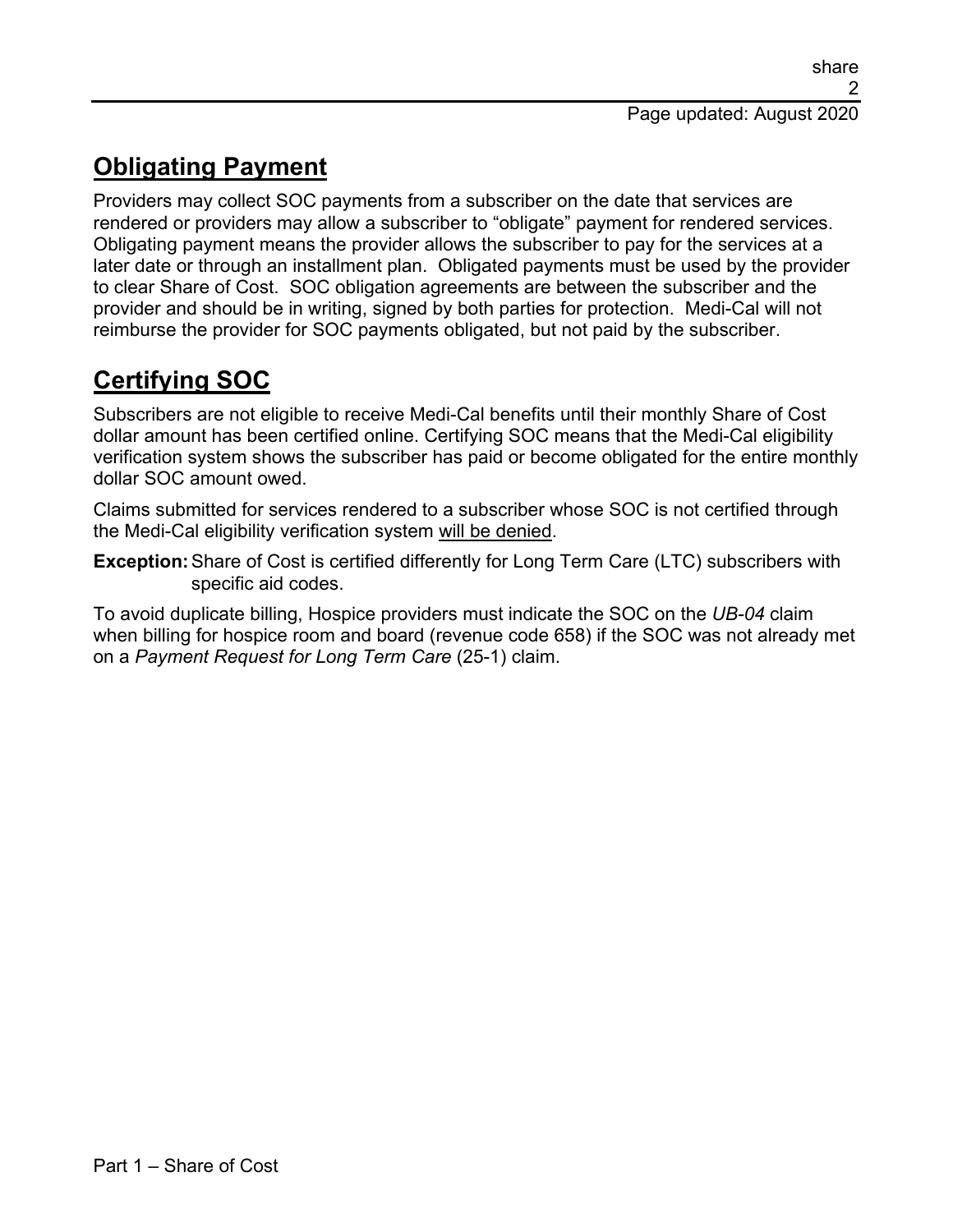## Obligating Payment

Providers may collect SOC payments from a subscriber on the date that services are rendered or providers may allow a subscriber to "obligate" payment for rendered services. Obligating payment means the provider allows the subscriber to pay for the services at a later date or through an installment plan. Obligated payments must be used by the provider to clear Share of Cost. SOC obligation agreements are between the subscriber and the provider and should be in writing, signed by both parties for protection. Medi-Cal will not reimburse the provider for SOC payments obligated, but not paid by the subscriber.

## Certifying SOC

Subscribers are not eligible to receive Medi-Cal benefits until their monthly Share of Cost dollar amount has been certified online. Certifying SOC means that the Medi-Cal eligibility verification system shows the subscriber has paid or become obligated for the entire monthly dollar SOC amount owed.

Claims submitted for services rendered to a subscriber whose SOC is not certified through the Medi-Cal eligibility verification system will be denied.

**Exception:** Share of Cost is certified differently for Long Term Care (LTC) subscribers with specific aid codes.

To avoid duplicate billing, Hospice providers must indicate the SOC on the *UB-04* claim when billing for hospice room and board (revenue code 658) if the SOC was not already met on a *Payment Request for Long Term Care* (25-1) claim.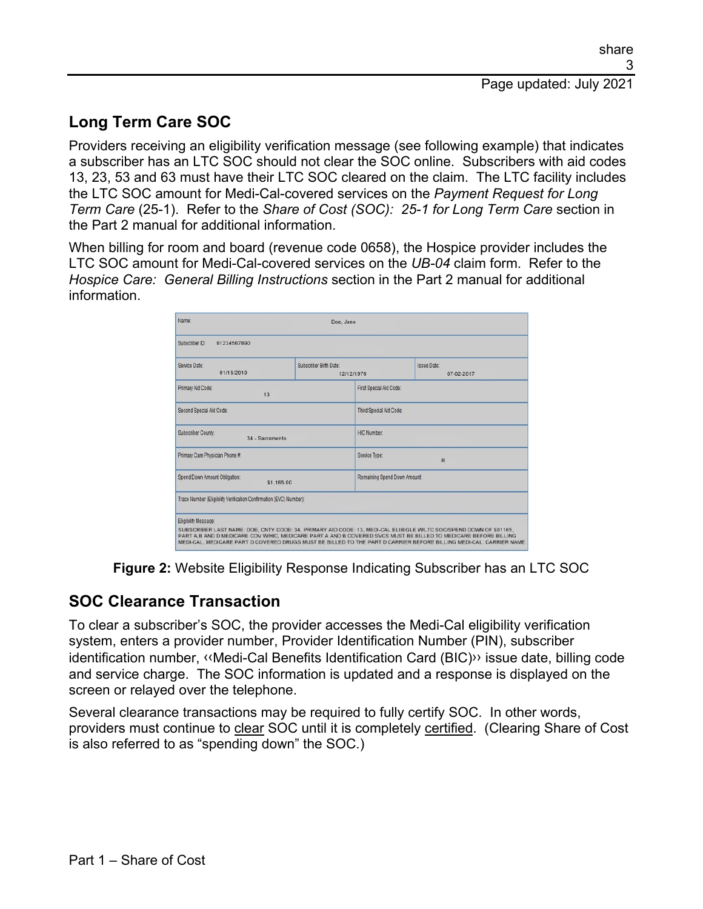## Long Term Care SOC

Providers receiving an eligibility verification message (see following example) that indicates a subscriber has an LTC SOC should not clear the SOC online. Subscribers with aid codes 13, 23, 53 and 63 must have their LTC SOC cleared on the claim. The LTC facility includes the LTC SOC amount for Medi-Cal-covered services on the *Payment Request for Long Term Care* (25-1). Refer to the *Share of Cost (SOC): 25-1 for Long Term Care* section in the Part 2 manual for additional information.

When billing for room and board (revenue code 0658), the Hospice provider includes the LTC SOC amount for Medi-Cal-covered services on the *UB-04* claim form. Refer to the *Hospice Care: General Billing Instructions* section in the Part 2 manual for additional information.

| Field | Value | Field | Value |
|---|---|---|---|
| Name: | Doe, Jane | | |
| Subscriber ID: | 01234567890 | | |
| Service Date: | 01/15/2019 | Subscriber Birth Date: | 12/12/1976 |
| Issue Date: | 07-02-2017 | | |
| Primary Aid Code: | 13 | First Special Aid Code: | |
| Second Special Aid Code: | | Third Special Aid Code: | |
| Subscriber County: | 34 - Sacramento | HIC Number: | |
| Primary Care Physician Phone #: | | Service Type: | R |
| Spend Down Amount Obligation: | $1,165.00 | Remaining Spend Down Amount: | |
| Trace Number (Eligibility Verification Confirmation (EVC) Number): | | | |
| Eligibility Message: | SUBSCRIBER LAST NAME: DOE, CNTY CODE: 34, PRIMARY AID CODE: 13, MEDI-CAL ELIBIGLE W/LTC SOC/SPEND DOWN OF $01165, PART A,B AND D MEDICARE COV W/HIC, MEDICARE PART A AND B COVERED SVCS MUST BE BILLED TO MEDICARE BEFORE BILLING MEDI-CAL, MEDICARE PART D COVERED DRUGS MUST BE BILLED TO THE PART D CARRIER BEFORE BILLING MEDI-CAL. CARRIER NAME. | | |

**Figure 2:** Website Eligibility Response Indicating Subscriber has an LTC SOC

## SOC Clearance Transaction

To clear a subscriber's SOC, the provider accesses the Medi-Cal eligibility verification system, enters a provider number, Provider Identification Number (PIN), subscriber identification number, ‹‹Medi-Cal Benefits Identification Card (BIC)›› issue date, billing code and service charge. The SOC information is updated and a response is displayed on the screen or relayed over the telephone.

Several clearance transactions may be required to fully certify SOC. In other words, providers must continue to <u>clear</u> SOC until it is completely <u>certified</u>. (Clearing Share of Cost is also referred to as "spending down" the SOC.)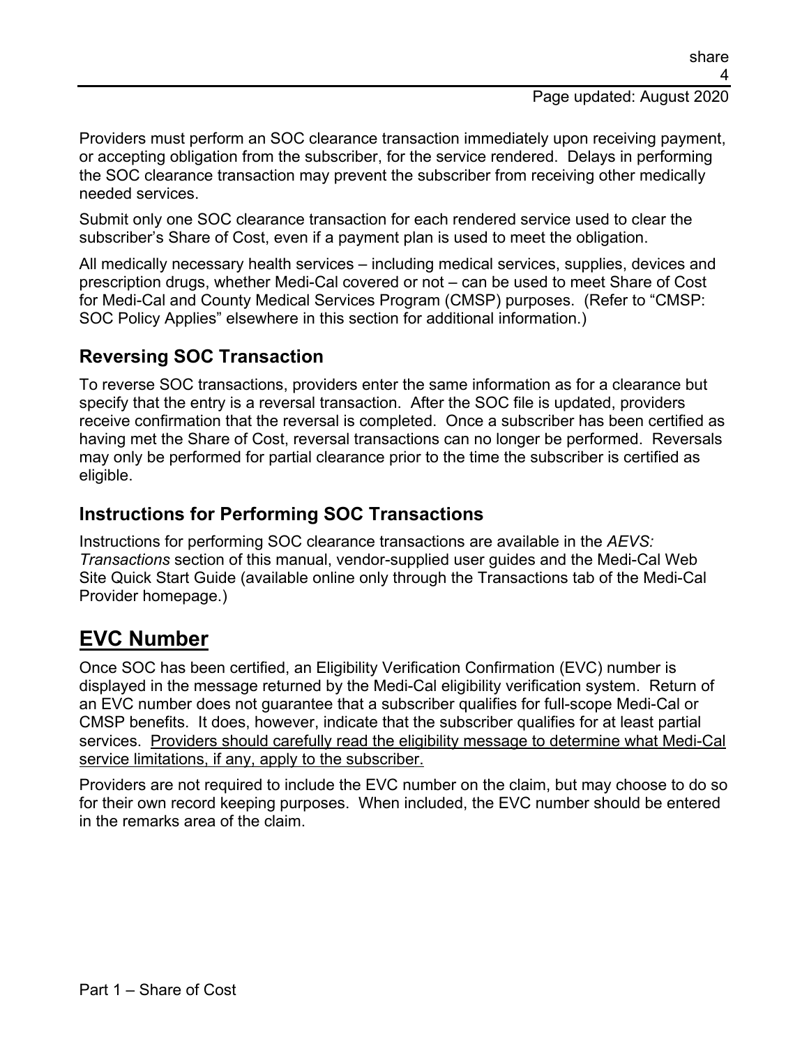Providers must perform an SOC clearance transaction immediately upon receiving payment, or accepting obligation from the subscriber, for the service rendered. Delays in performing the SOC clearance transaction may prevent the subscriber from receiving other medically needed services.

Submit only one SOC clearance transaction for each rendered service used to clear the subscriber's Share of Cost, even if a payment plan is used to meet the obligation.

All medically necessary health services – including medical services, supplies, devices and prescription drugs, whether Medi-Cal covered or not – can be used to meet Share of Cost for Medi-Cal and County Medical Services Program (CMSP) purposes. (Refer to "CMSP: SOC Policy Applies" elsewhere in this section for additional information.)

### Reversing SOC Transaction

To reverse SOC transactions, providers enter the same information as for a clearance but specify that the entry is a reversal transaction. After the SOC file is updated, providers receive confirmation that the reversal is completed. Once a subscriber has been certified as having met the Share of Cost, reversal transactions can no longer be performed. Reversals may only be performed for partial clearance prior to the time the subscriber is certified as eligible.

### Instructions for Performing SOC Transactions

Instructions for performing SOC clearance transactions are available in the *AEVS: Transactions* section of this manual, vendor-supplied user guides and the Medi-Cal Web Site Quick Start Guide (available online only through the Transactions tab of the Medi-Cal Provider homepage.)

## EVC Number

Once SOC has been certified, an Eligibility Verification Confirmation (EVC) number is displayed in the message returned by the Medi-Cal eligibility verification system. Return of an EVC number does not guarantee that a subscriber qualifies for full-scope Medi-Cal or CMSP benefits. It does, however, indicate that the subscriber qualifies for at least partial services. Providers should carefully read the eligibility message to determine what Medi-Cal service limitations, if any, apply to the subscriber.

Providers are not required to include the EVC number on the claim, but may choose to do so for their own record keeping purposes. When included, the EVC number should be entered in the remarks area of the claim.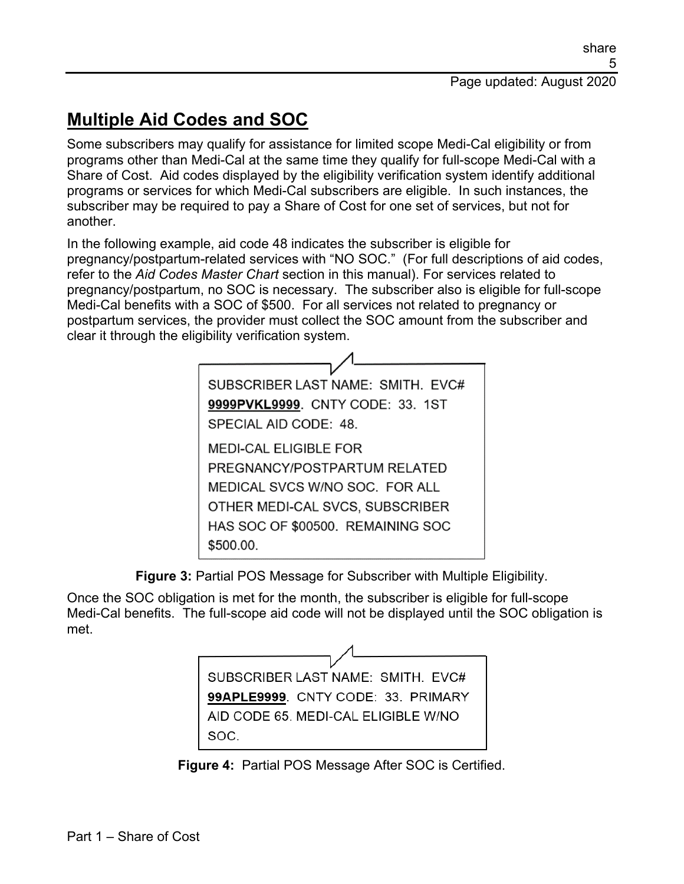## Multiple Aid Codes and SOC

Some subscribers may qualify for assistance for limited scope Medi-Cal eligibility or from programs other than Medi-Cal at the same time they qualify for full-scope Medi-Cal with a Share of Cost. Aid codes displayed by the eligibility verification system identify additional programs or services for which Medi-Cal subscribers are eligible. In such instances, the subscriber may be required to pay a Share of Cost for one set of services, but not for another.

In the following example, aid code 48 indicates the subscriber is eligible for pregnancy/postpartum-related services with "NO SOC." (For full descriptions of aid codes, refer to the *Aid Codes Master Chart* section in this manual). For services related to pregnancy/postpartum, no SOC is necessary. The subscriber also is eligible for full-scope Medi-Cal benefits with a SOC of $500. For all services not related to pregnancy or postpartum services, the provider must collect the SOC amount from the subscriber and clear it through the eligibility verification system.

```
SUBSCRIBER LAST NAME: SMITH. EVC#
9999PVKL9999. CNTY CODE: 33. 1ST
SPECIAL AID CODE: 48.
MEDI-CAL ELIGIBLE FOR
PREGNANCY/POSTPARTUM RELATED
MEDICAL SVCS W/NO SOC. FOR ALL
OTHER MEDI-CAL SVCS, SUBSCRIBER
HAS SOC OF $00500. REMAINING SOC
$500.00.
```

**Figure 3:** Partial POS Message for Subscriber with Multiple Eligibility.

Once the SOC obligation is met for the month, the subscriber is eligible for full-scope Medi-Cal benefits. The full-scope aid code will not be displayed until the SOC obligation is met.

```
SUBSCRIBER LAST NAME: SMITH. EVC#
99APLE9999. CNTY CODE: 33. PRIMARY
AID CODE 65. MEDI-CAL ELIGIBLE W/NO
SOC.
```

**Figure 4:** Partial POS Message After SOC is Certified.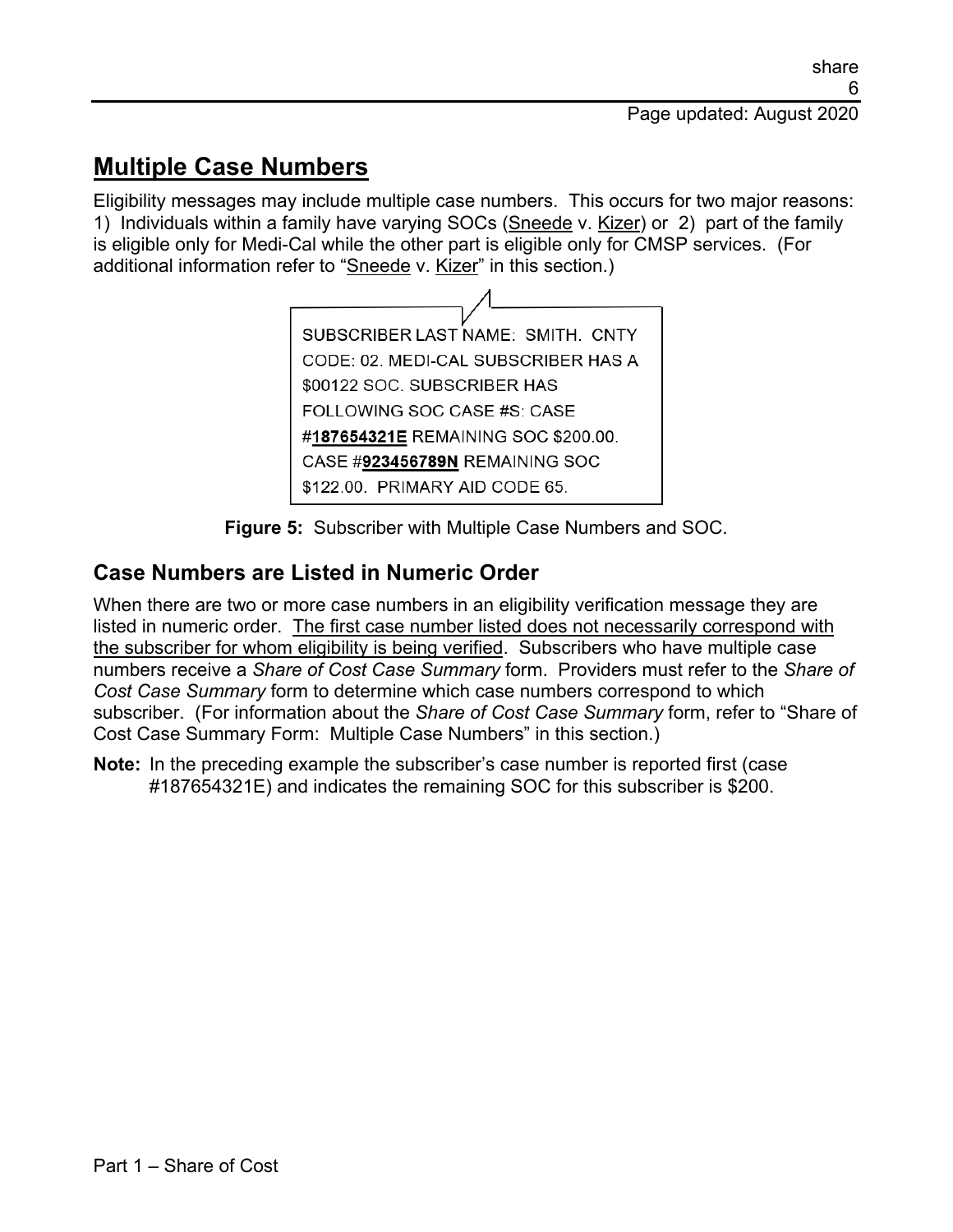# Multiple Case Numbers

Eligibility messages may include multiple case numbers. This occurs for two major reasons: 1) Individuals within a family have varying SOCs (<u>Sneede</u> v. <u>Kizer</u>) or 2) part of the family is eligible only for Medi-Cal while the other part is eligible only for CMSP services. (For additional information refer to "<u>Sneede</u> v. <u>Kizer</u>" in this section.)

```
SUBSCRIBER LAST NAME: SMITH. CNTY
CODE: 02. MEDI-CAL SUBSCRIBER HAS A
$00122 SOC. SUBSCRIBER HAS
FOLLOWING SOC CASE #S: CASE
#187654321E REMAINING SOC $200.00.
CASE #923456789N REMAINING SOC
$122.00. PRIMARY AID CODE 65.
```

**Figure 5:** Subscriber with Multiple Case Numbers and SOC.

## Case Numbers are Listed in Numeric Order

When there are two or more case numbers in an eligibility verification message they are listed in numeric order. <u>The first case number listed does not necessarily correspond with the subscriber for whom eligibility is being verified</u>. Subscribers who have multiple case numbers receive a *Share of Cost Case Summary* form. Providers must refer to the *Share of Cost Case Summary* form to determine which case numbers correspond to which subscriber. (For information about the *Share of Cost Case Summary* form, refer to "Share of Cost Case Summary Form: Multiple Case Numbers" in this section.)

**Note:** In the preceding example the subscriber's case number is reported first (case #187654321E) and indicates the remaining SOC for this subscriber is $200.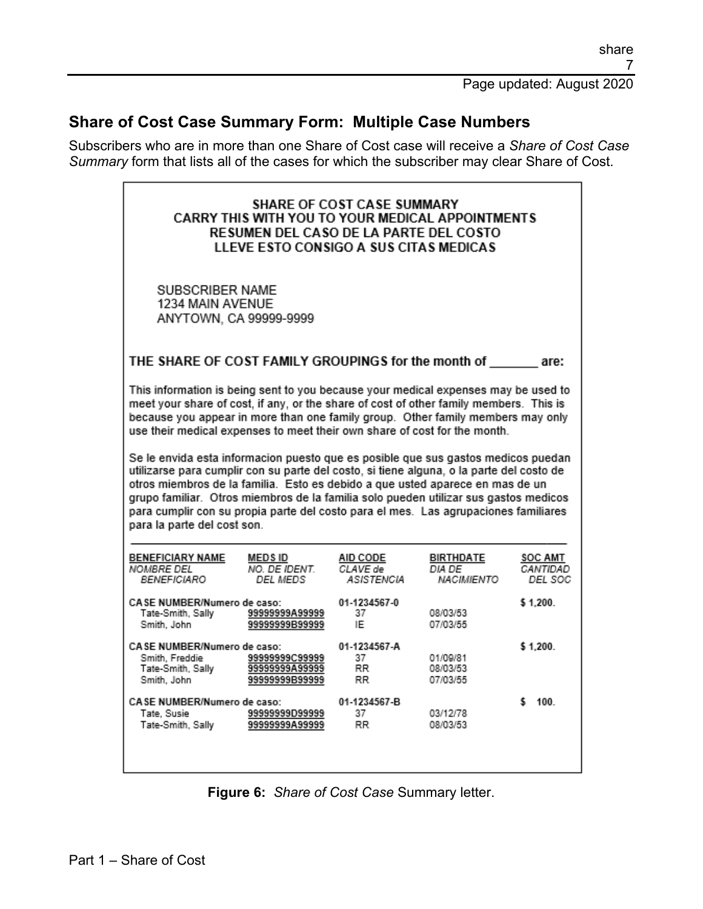## Share of Cost Case Summary Form: Multiple Case Numbers

Subscribers who are in more than one Share of Cost case will receive a *Share of Cost Case Summary* form that lists all of the cases for which the subscriber may clear Share of Cost.

SHARE OF COST CASE SUMMARY
CARRY THIS WITH YOU TO YOUR MEDICAL APPOINTMENTS
RESUMEN DEL CASO DE LA PARTE DEL COSTO
LLEVE ESTO CONSIGO A SUS CITAS MEDICAS

SUBSCRIBER NAME
1234 MAIN AVENUE
ANYTOWN, CA 99999-9999

THE SHARE OF COST FAMILY GROUPINGS for the month of _______ are:

This information is being sent to you because your medical expenses may be used to meet your share of cost, if any, or the share of cost of other family members. This is because you appear in more than one family group. Other family members may only use their medical expenses to meet their own share of cost for the month.

Se le envida esta informacion puesto que es posible que sus gastos medicos puedan utilizarse para cumplir con su parte del costo, si tiene alguna, o la parte del costo de otros miembros de la familia. Esto es debido a que usted aparece en mas de un grupo familiar. Otros miembros de la familia solo pueden utilizar sus gastos medicos para cumplir con su propia parte del costo para el mes. Las agrupaciones familiares para la parte del cost son.

| BENEFICIARY NAME *NOMBRE DEL BENEFICIARO* | MEDS ID *NO. DE IDENT. DEL MEDS* | AID CODE *CLAVE de ASISTENCIA* | BIRTHDATE *DIA DE NACIMIENTO* | SOC AMT *CANTIDAD DEL SOC* |
|---|---|---|---|---|
| CASE NUMBER/Numero de caso: | | 01-1234567-0 | | $ 1,200. |
| Tate-Smith, Sally | 99999999A99999 | 37 | 08/03/53 | |
| Smith, John | 99999999B99999 | IE | 07/03/55 | |
| CASE NUMBER/Numero de caso: | | 01-1234567-A | | $ 1,200. |
| Smith, Freddie | 99999999C99999 | 37 | 01/09/81 | |
| Tate-Smith, Sally | 99999999A99999 | RR | 08/03/53 | |
| Smith, John | 99999999B99999 | RR | 07/03/55 | |
| CASE NUMBER/Numero de caso: | | 01-1234567-B | | $ 100. |
| Tate, Susie | 99999999D99999 | 37 | 03/12/78 | |
| Tate-Smith, Sally | 99999999A99999 | RR | 08/03/53 | |

**Figure 6:** *Share of Cost Case* Summary letter.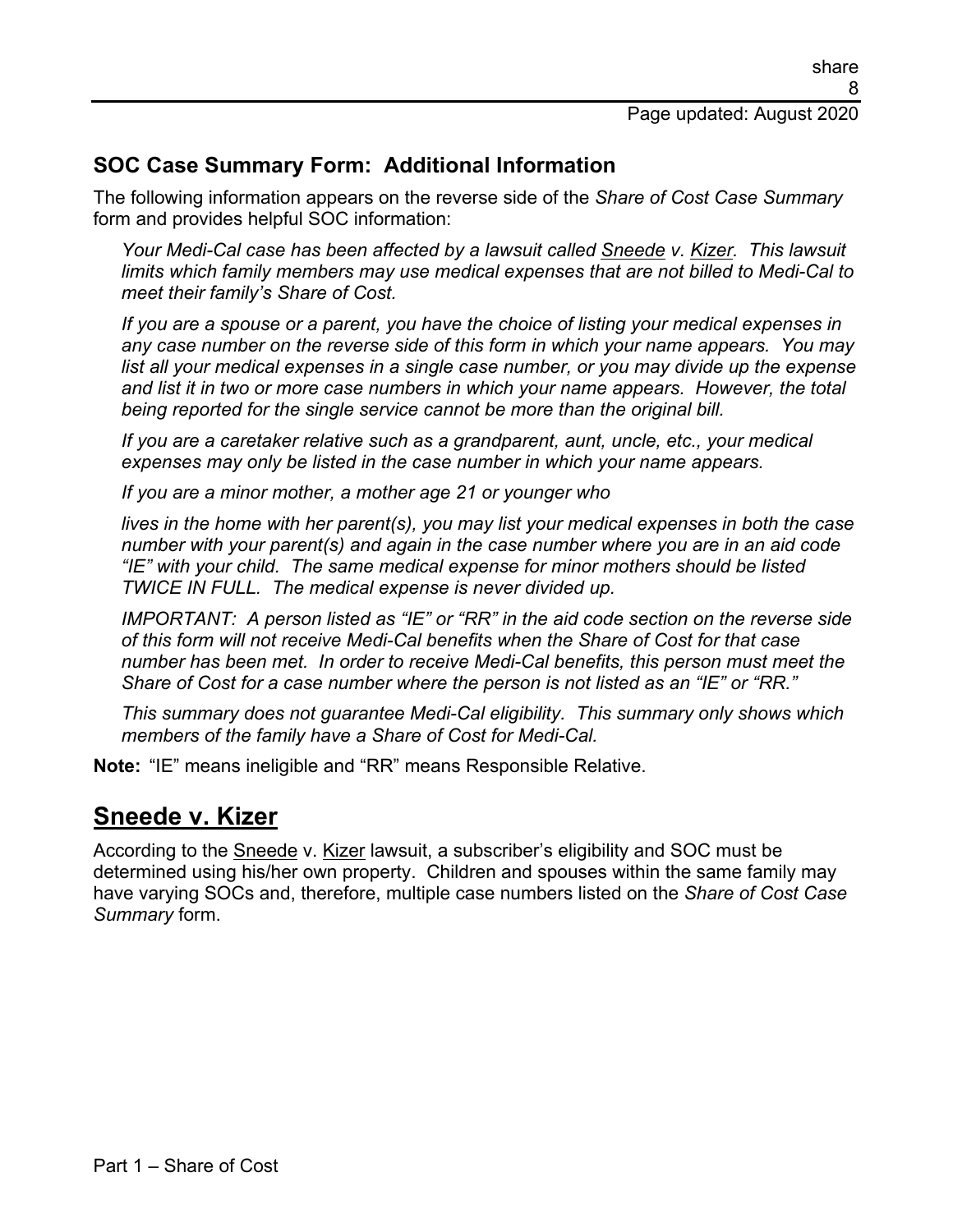## SOC Case Summary Form: Additional Information

The following information appears on the reverse side of the *Share of Cost Case Summary* form and provides helpful SOC information:

> *Your Medi-Cal case has been affected by a lawsuit called Sneede v. Kizer. This lawsuit limits which family members may use medical expenses that are not billed to Medi-Cal to meet their family's Share of Cost.*
>
> *If you are a spouse or a parent, you have the choice of listing your medical expenses in any case number on the reverse side of this form in which your name appears. You may list all your medical expenses in a single case number, or you may divide up the expense and list it in two or more case numbers in which your name appears. However, the total being reported for the single service cannot be more than the original bill.*
>
> *If you are a caretaker relative such as a grandparent, aunt, uncle, etc., your medical expenses may only be listed in the case number in which your name appears.*
>
> *If you are a minor mother, a mother age 21 or younger who*
>
> *lives in the home with her parent(s), you may list your medical expenses in both the case number with your parent(s) and again in the case number where you are in an aid code "IE" with your child. The same medical expense for minor mothers should be listed TWICE IN FULL. The medical expense is never divided up.*
>
> *IMPORTANT: A person listed as "IE" or "RR" in the aid code section on the reverse side of this form will not receive Medi-Cal benefits when the Share of Cost for that case number has been met. In order to receive Medi-Cal benefits, this person must meet the Share of Cost for a case number where the person is not listed as an "IE" or "RR."*
>
> *This summary does not guarantee Medi-Cal eligibility. This summary only shows which members of the family have a Share of Cost for Medi-Cal.*

**Note:** "IE" means ineligible and "RR" means Responsible Relative.

## Sneede v. Kizer

According to the Sneede v. Kizer lawsuit, a subscriber's eligibility and SOC must be determined using his/her own property. Children and spouses within the same family may have varying SOCs and, therefore, multiple case numbers listed on the *Share of Cost Case Summary* form.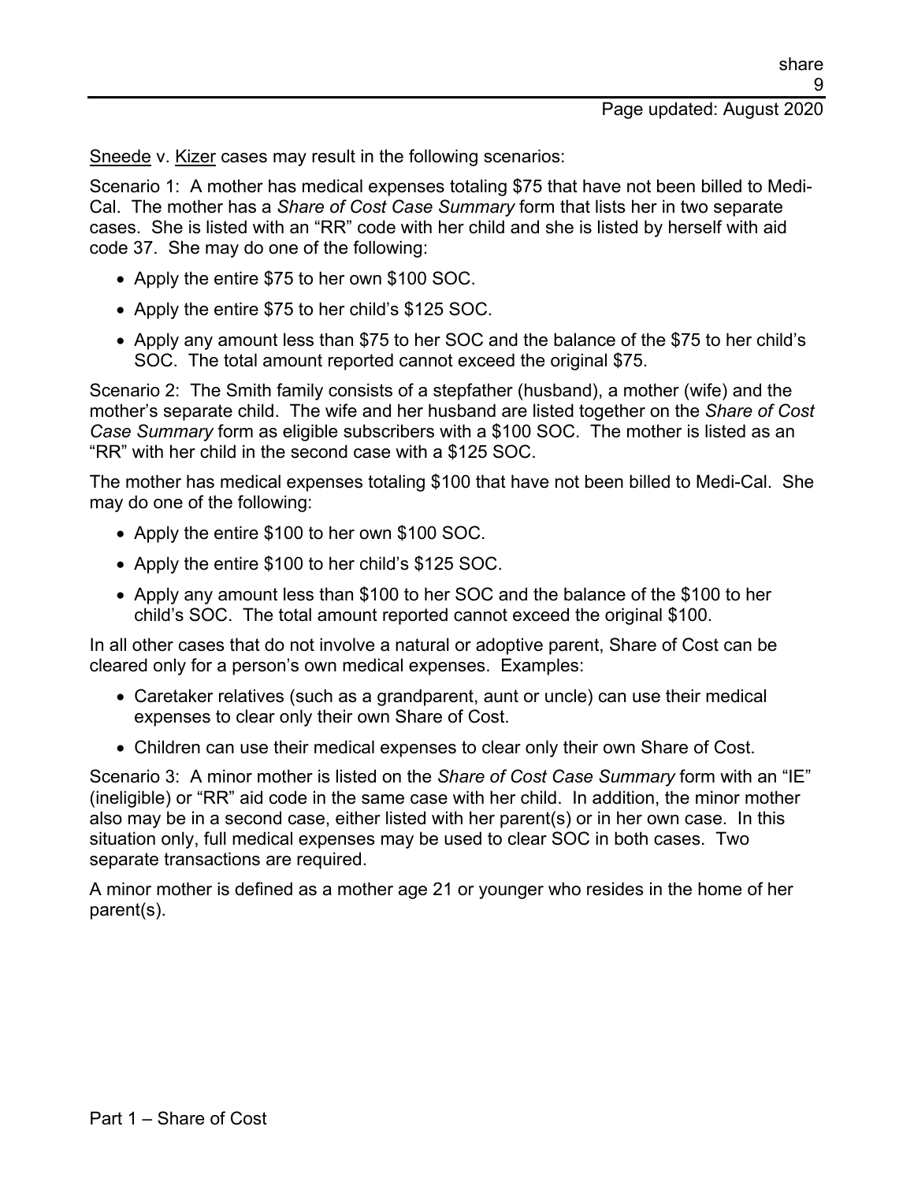Sneede v. Kizer cases may result in the following scenarios:

Scenario 1: A mother has medical expenses totaling $75 that have not been billed to Medi-Cal. The mother has a *Share of Cost Case Summary* form that lists her in two separate cases. She is listed with an "RR" code with her child and she is listed by herself with aid code 37. She may do one of the following:

- Apply the entire $75 to her own $100 SOC.
- Apply the entire $75 to her child's $125 SOC.
- Apply any amount less than $75 to her SOC and the balance of the $75 to her child's SOC. The total amount reported cannot exceed the original $75.

Scenario 2: The Smith family consists of a stepfather (husband), a mother (wife) and the mother's separate child. The wife and her husband are listed together on the *Share of Cost Case Summary* form as eligible subscribers with a $100 SOC. The mother is listed as an "RR" with her child in the second case with a $125 SOC.

The mother has medical expenses totaling $100 that have not been billed to Medi-Cal. She may do one of the following:

- Apply the entire $100 to her own $100 SOC.
- Apply the entire $100 to her child's $125 SOC.
- Apply any amount less than $100 to her SOC and the balance of the $100 to her child's SOC. The total amount reported cannot exceed the original $100.

In all other cases that do not involve a natural or adoptive parent, Share of Cost can be cleared only for a person's own medical expenses. Examples:

- Caretaker relatives (such as a grandparent, aunt or uncle) can use their medical expenses to clear only their own Share of Cost.
- Children can use their medical expenses to clear only their own Share of Cost.

Scenario 3: A minor mother is listed on the *Share of Cost Case Summary* form with an "IE" (ineligible) or "RR" aid code in the same case with her child. In addition, the minor mother also may be in a second case, either listed with her parent(s) or in her own case. In this situation only, full medical expenses may be used to clear SOC in both cases. Two separate transactions are required.

A minor mother is defined as a mother age 21 or younger who resides in the home of her parent(s).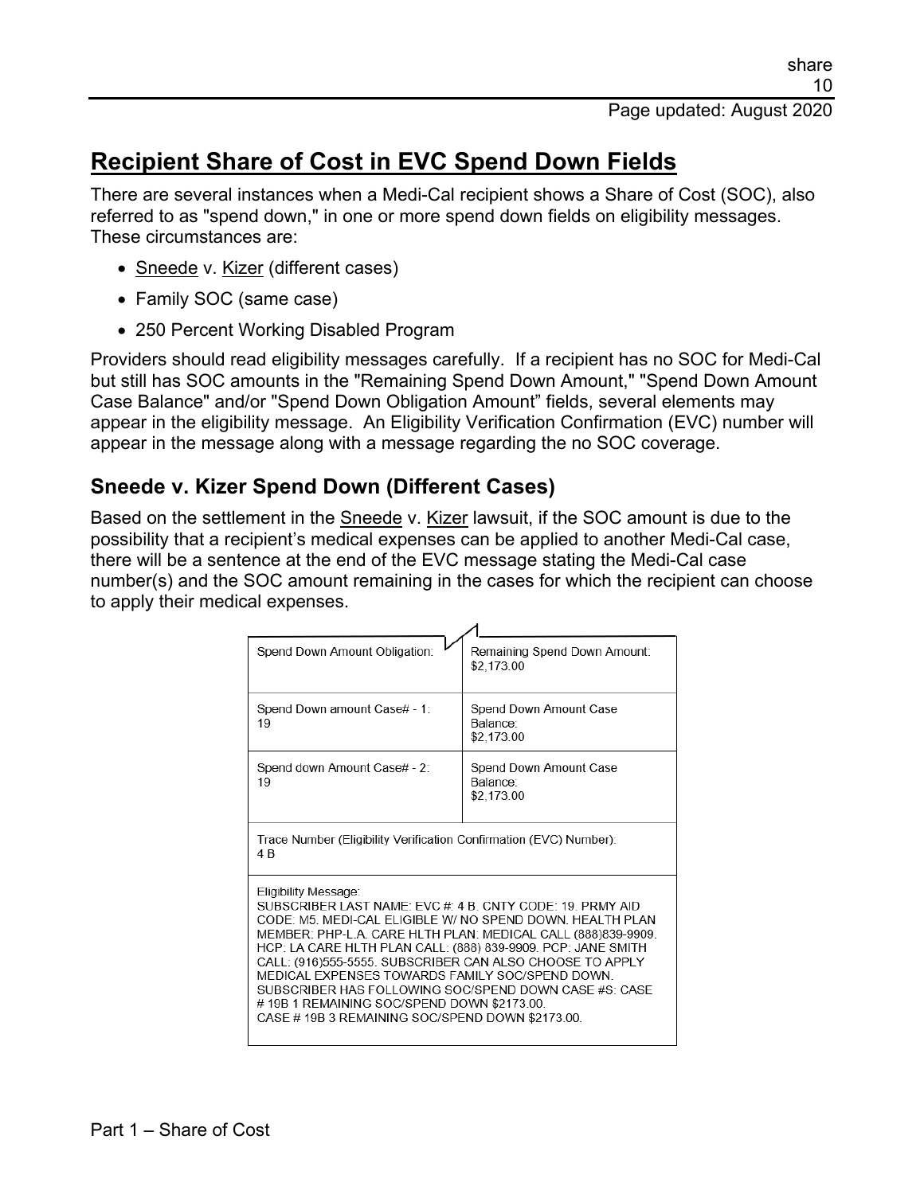# Recipient Share of Cost in EVC Spend Down Fields

There are several instances when a Medi-Cal recipient shows a Share of Cost (SOC), also referred to as "spend down," in one or more spend down fields on eligibility messages. These circumstances are:

- Sneede v. Kizer (different cases)
- Family SOC (same case)
- 250 Percent Working Disabled Program

Providers should read eligibility messages carefully. If a recipient has no SOC for Medi-Cal but still has SOC amounts in the "Remaining Spend Down Amount," "Spend Down Amount Case Balance" and/or "Spend Down Obligation Amount" fields, several elements may appear in the eligibility message. An Eligibility Verification Confirmation (EVC) number will appear in the message along with a message regarding the no SOC coverage.

## Sneede v. Kizer Spend Down (Different Cases)

Based on the settlement in the Sneede v. Kizer lawsuit, if the SOC amount is due to the possibility that a recipient's medical expenses can be applied to another Medi-Cal case, there will be a sentence at the end of the EVC message stating the Medi-Cal case number(s) and the SOC amount remaining in the cases for which the recipient can choose to apply their medical expenses.

| Spend Down Amount Obligation: | Remaining Spend Down Amount: $2,173.00 |
|---|---|
| Spend Down amount Case# - 1: 19 | Spend Down Amount Case Balance: $2,173.00 |
| Spend down Amount Case# - 2: 19 | Spend Down Amount Case Balance: $2,173.00 |
| Trace Number (Eligibility Verification Confirmation (EVC) Number): 4 B | |
| Eligibility Message: SUBSCRIBER LAST NAME: EVC #: 4 B. CNTY CODE: 19. PRMY AID CODE: M5. MEDI-CAL ELIGIBLE W/ NO SPEND DOWN. HEALTH PLAN MEMBER: PHP-L.A. CARE HLTH PLAN: MEDICAL CALL (888)839-9909. HCP: LA CARE HLTH PLAN CALL: (888) 839-9909. PCP: JANE SMITH CALL: (916)555-5555. SUBSCRIBER CAN ALSO CHOOSE TO APPLY MEDICAL EXPENSES TOWARDS FAMILY SOC/SPEND DOWN. SUBSCRIBER HAS FOLLOWING SOC/SPEND DOWN CASE #S: CASE # 19B 1 REMAINING SOC/SPEND DOWN $2173.00. CASE # 19B 3 REMAINING SOC/SPEND DOWN $2173.00. | |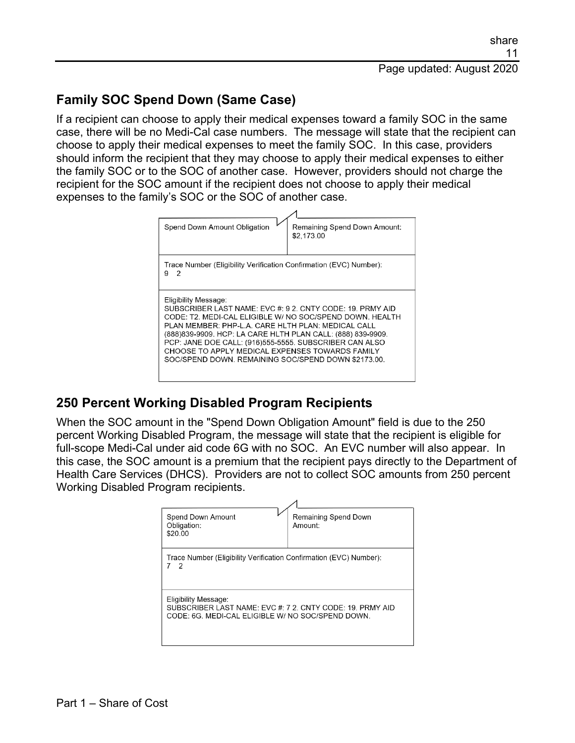## Family SOC Spend Down (Same Case)

If a recipient can choose to apply their medical expenses toward a family SOC in the same case, there will be no Medi-Cal case numbers. The message will state that the recipient can choose to apply their medical expenses to meet the family SOC. In this case, providers should inform the recipient that they may choose to apply their medical expenses to either the family SOC or to the SOC of another case. However, providers should not charge the recipient for the SOC amount if the recipient does not choose to apply their medical expenses to the family's SOC or the SOC of another case.

| Spend Down Amount Obligation | Remaining Spend Down Amount: $2,173.00 |
|---|---|
| Trace Number (Eligibility Verification Confirmation (EVC) Number): 9 2 | |
| Eligibility Message: SUBSCRIBER LAST NAME: EVC #: 9 2. CNTY CODE: 19. PRMY AID CODE: T2. MEDI-CAL ELIGIBLE W/ NO SOC/SPEND DOWN. HEALTH PLAN MEMBER: PHP-L.A. CARE HLTH PLAN: MEDICAL CALL (888)839-9909. HCP: LA CARE HLTH PLAN CALL: (888) 839-9909. PCP: JANE DOE CALL: (916)555-5555. SUBSCRIBER CAN ALSO CHOOSE TO APPLY MEDICAL EXPENSES TOWARDS FAMILY SOC/SPEND DOWN. REMAINING SOC/SPEND DOWN $2173.00. | |

## 250 Percent Working Disabled Program Recipients

When the SOC amount in the "Spend Down Obligation Amount" field is due to the 250 percent Working Disabled Program, the message will state that the recipient is eligible for full-scope Medi-Cal under aid code 6G with no SOC. An EVC number will also appear. In this case, the SOC amount is a premium that the recipient pays directly to the Department of Health Care Services (DHCS). Providers are not to collect SOC amounts from 250 percent Working Disabled Program recipients.

| Spend Down Amount Obligation: $20.00 | Remaining Spend Down Amount: |
|---|---|
| Trace Number (Eligibility Verification Confirmation (EVC) Number): 7 2 | |
| Eligibility Message: SUBSCRIBER LAST NAME: EVC #: 7 2. CNTY CODE: 19. PRMY AID CODE: 6G. MEDI-CAL ELIGIBLE W/ NO SOC/SPEND DOWN. | |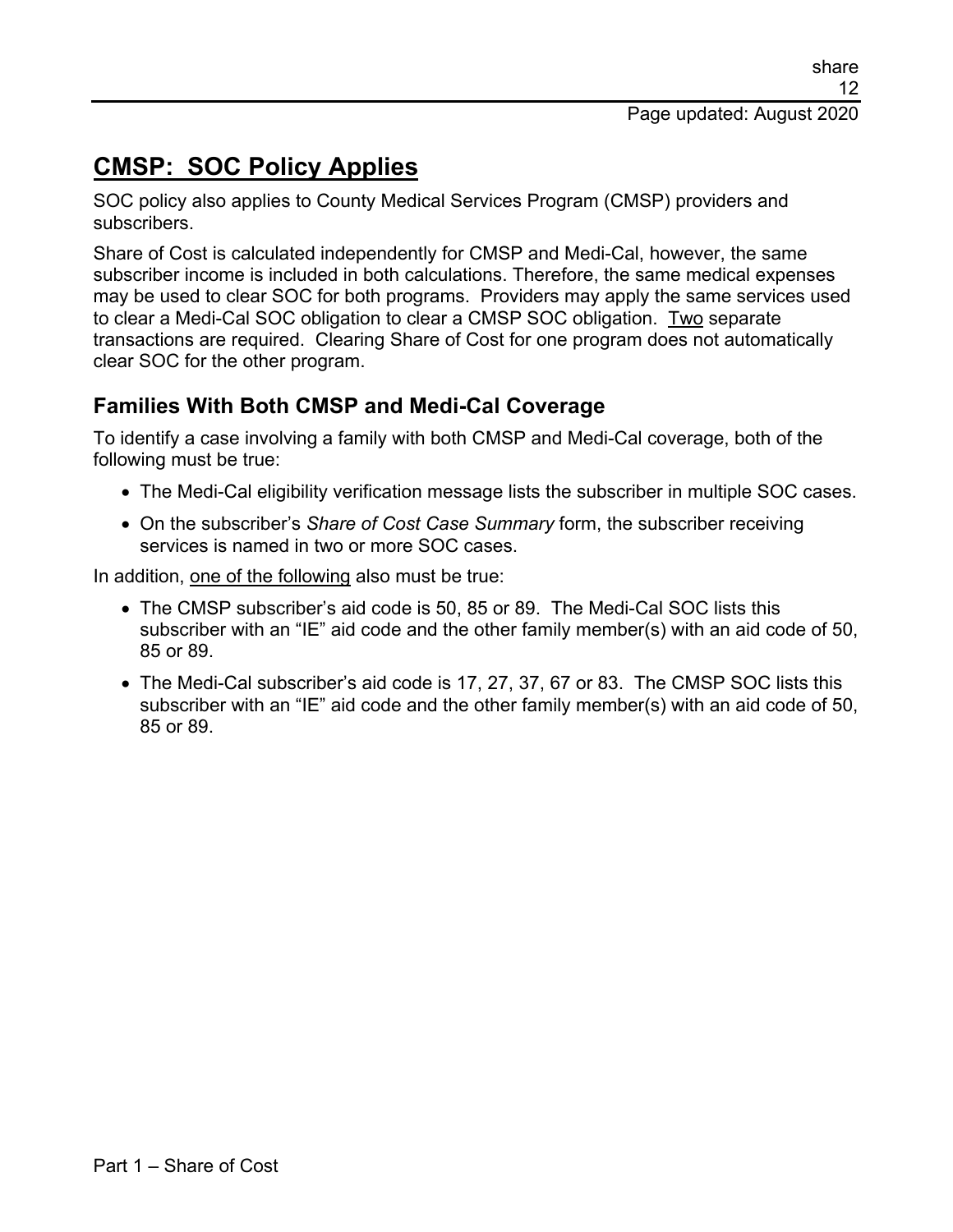## CMSP: SOC Policy Applies

SOC policy also applies to County Medical Services Program (CMSP) providers and subscribers.

Share of Cost is calculated independently for CMSP and Medi-Cal, however, the same subscriber income is included in both calculations. Therefore, the same medical expenses may be used to clear SOC for both programs. Providers may apply the same services used to clear a Medi-Cal SOC obligation to clear a CMSP SOC obligation. Two separate transactions are required. Clearing Share of Cost for one program does not automatically clear SOC for the other program.

### Families With Both CMSP and Medi-Cal Coverage

To identify a case involving a family with both CMSP and Medi-Cal coverage, both of the following must be true:

- The Medi-Cal eligibility verification message lists the subscriber in multiple SOC cases.
- On the subscriber's *Share of Cost Case Summary* form, the subscriber receiving services is named in two or more SOC cases.

In addition, one of the following also must be true:

- The CMSP subscriber's aid code is 50, 85 or 89. The Medi-Cal SOC lists this subscriber with an "IE" aid code and the other family member(s) with an aid code of 50, 85 or 89.
- The Medi-Cal subscriber's aid code is 17, 27, 37, 67 or 83. The CMSP SOC lists this subscriber with an "IE" aid code and the other family member(s) with an aid code of 50, 85 or 89.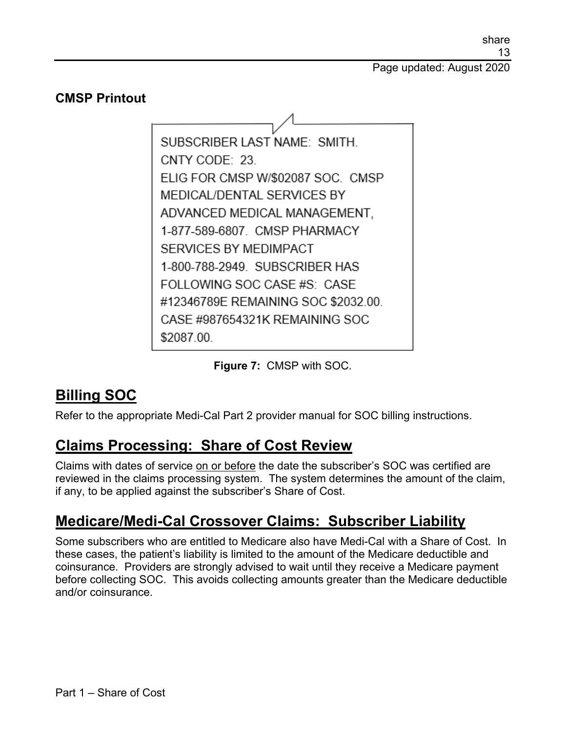**CMSP Printout**

```
SUBSCRIBER LAST NAME:  SMITH.
CNTY CODE:  23.
ELIG FOR CMSP W/$02087 SOC.  CMSP
MEDICAL/DENTAL SERVICES BY
ADVANCED MEDICAL MANAGEMENT,
1-877-589-6807.  CMSP PHARMACY
SERVICES BY MEDIMPACT
1-800-788-2949.  SUBSCRIBER HAS
FOLLOWING SOC CASE #S:  CASE
#12346789E REMAINING SOC $2032.00.
CASE #987654321K REMAINING SOC
$2087.00.
```

**Figure 7:** CMSP with SOC.

## Billing SOC

Refer to the appropriate Medi-Cal Part 2 provider manual for SOC billing instructions.

## Claims Processing: Share of Cost Review

Claims with dates of service on or before the date the subscriber's SOC was certified are reviewed in the claims processing system. The system determines the amount of the claim, if any, to be applied against the subscriber's Share of Cost.

## Medicare/Medi-Cal Crossover Claims: Subscriber Liability

Some subscribers who are entitled to Medicare also have Medi-Cal with a Share of Cost. In these cases, the patient's liability is limited to the amount of the Medicare deductible and coinsurance. Providers are strongly advised to wait until they receive a Medicare payment before collecting SOC. This avoids collecting amounts greater than the Medicare deductible and/or coinsurance.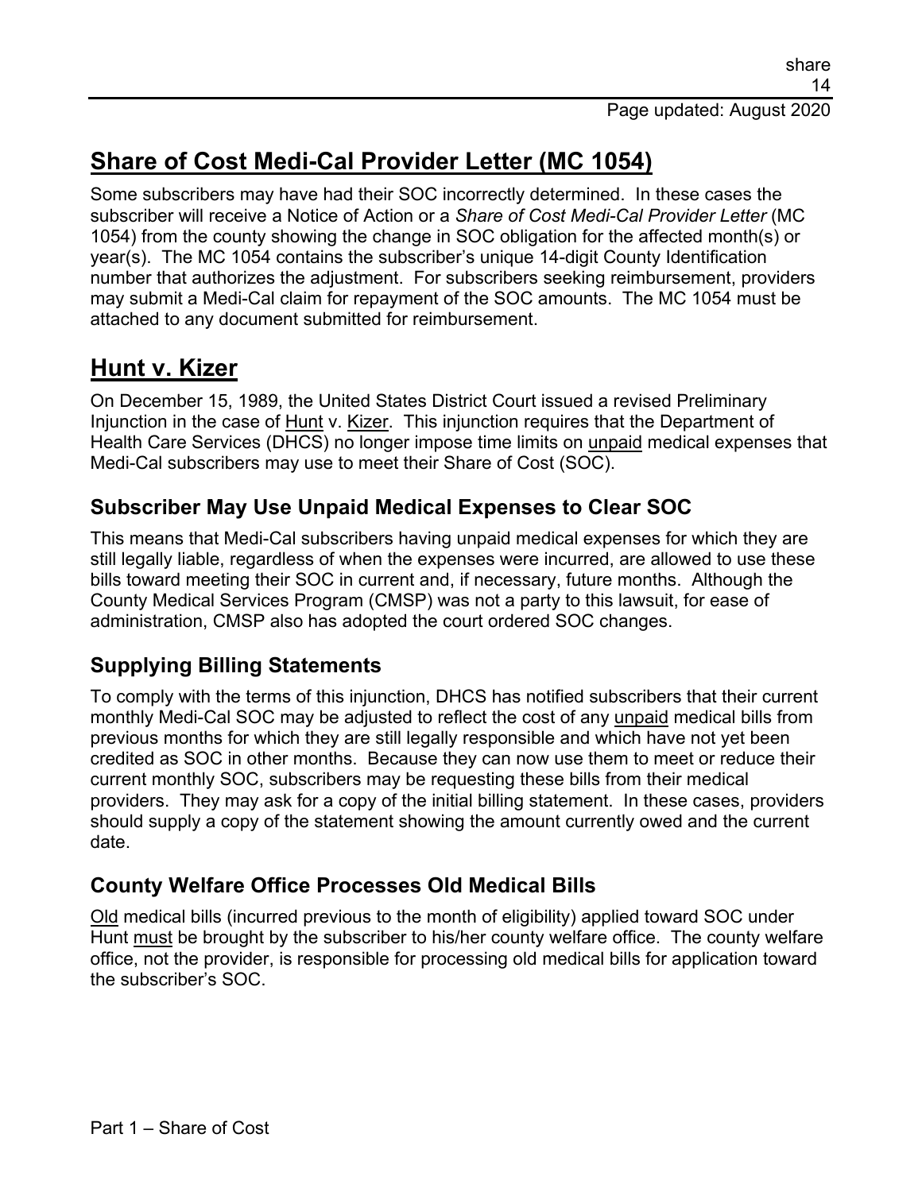## Share of Cost Medi-Cal Provider Letter (MC 1054)

Some subscribers may have had their SOC incorrectly determined. In these cases the subscriber will receive a Notice of Action or a *Share of Cost Medi-Cal Provider Letter* (MC 1054) from the county showing the change in SOC obligation for the affected month(s) or year(s). The MC 1054 contains the subscriber's unique 14-digit County Identification number that authorizes the adjustment. For subscribers seeking reimbursement, providers may submit a Medi-Cal claim for repayment of the SOC amounts. The MC 1054 must be attached to any document submitted for reimbursement.

## Hunt v. Kizer

On December 15, 1989, the United States District Court issued a revised Preliminary Injunction in the case of Hunt v. Kizer. This injunction requires that the Department of Health Care Services (DHCS) no longer impose time limits on unpaid medical expenses that Medi-Cal subscribers may use to meet their Share of Cost (SOC).

### Subscriber May Use Unpaid Medical Expenses to Clear SOC

This means that Medi-Cal subscribers having unpaid medical expenses for which they are still legally liable, regardless of when the expenses were incurred, are allowed to use these bills toward meeting their SOC in current and, if necessary, future months. Although the County Medical Services Program (CMSP) was not a party to this lawsuit, for ease of administration, CMSP also has adopted the court ordered SOC changes.

### Supplying Billing Statements

To comply with the terms of this injunction, DHCS has notified subscribers that their current monthly Medi-Cal SOC may be adjusted to reflect the cost of any unpaid medical bills from previous months for which they are still legally responsible and which have not yet been credited as SOC in other months. Because they can now use them to meet or reduce their current monthly SOC, subscribers may be requesting these bills from their medical providers. They may ask for a copy of the initial billing statement. In these cases, providers should supply a copy of the statement showing the amount currently owed and the current date.

### County Welfare Office Processes Old Medical Bills

Old medical bills (incurred previous to the month of eligibility) applied toward SOC under Hunt must be brought by the subscriber to his/her county welfare office. The county welfare office, not the provider, is responsible for processing old medical bills for application toward the subscriber's SOC.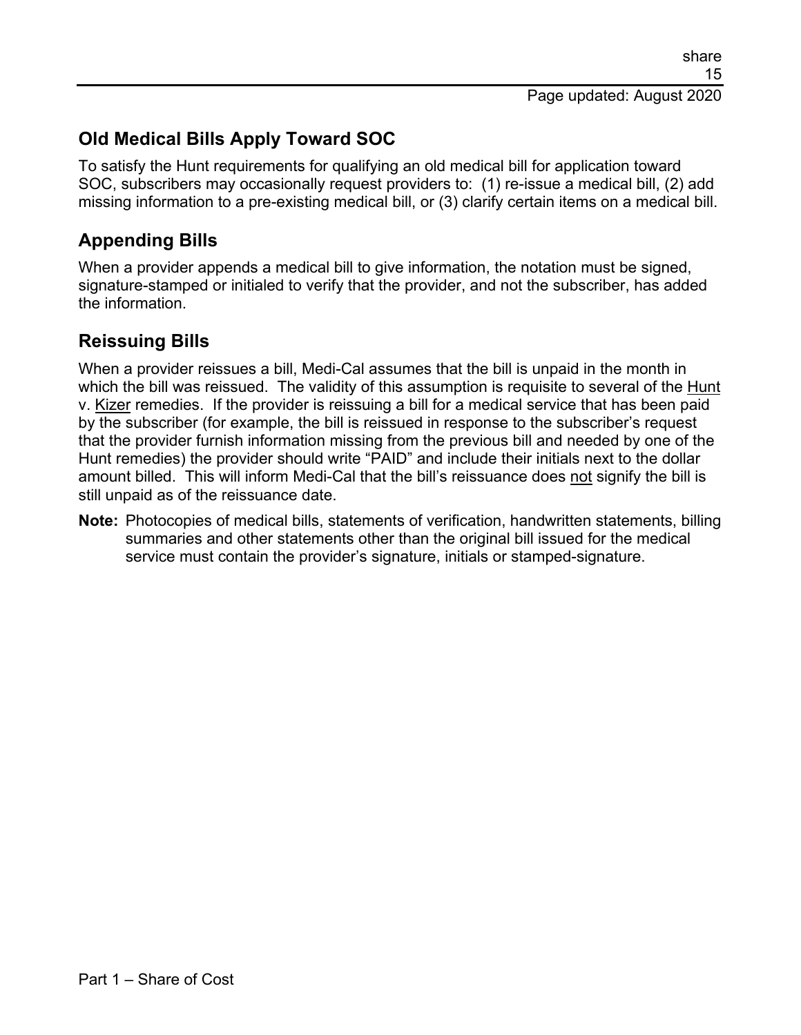## Old Medical Bills Apply Toward SOC

To satisfy the Hunt requirements for qualifying an old medical bill for application toward SOC, subscribers may occasionally request providers to: (1) re-issue a medical bill, (2) add missing information to a pre-existing medical bill, or (3) clarify certain items on a medical bill.

## Appending Bills

When a provider appends a medical bill to give information, the notation must be signed, signature-stamped or initialed to verify that the provider, and not the subscriber, has added the information.

## Reissuing Bills

When a provider reissues a bill, Medi-Cal assumes that the bill is unpaid in the month in which the bill was reissued. The validity of this assumption is requisite to several of the Hunt v. Kizer remedies. If the provider is reissuing a bill for a medical service that has been paid by the subscriber (for example, the bill is reissued in response to the subscriber's request that the provider furnish information missing from the previous bill and needed by one of the Hunt remedies) the provider should write "PAID" and include their initials next to the dollar amount billed. This will inform Medi-Cal that the bill's reissuance does not signify the bill is still unpaid as of the reissuance date.

**Note:** Photocopies of medical bills, statements of verification, handwritten statements, billing summaries and other statements other than the original bill issued for the medical service must contain the provider's signature, initials or stamped-signature.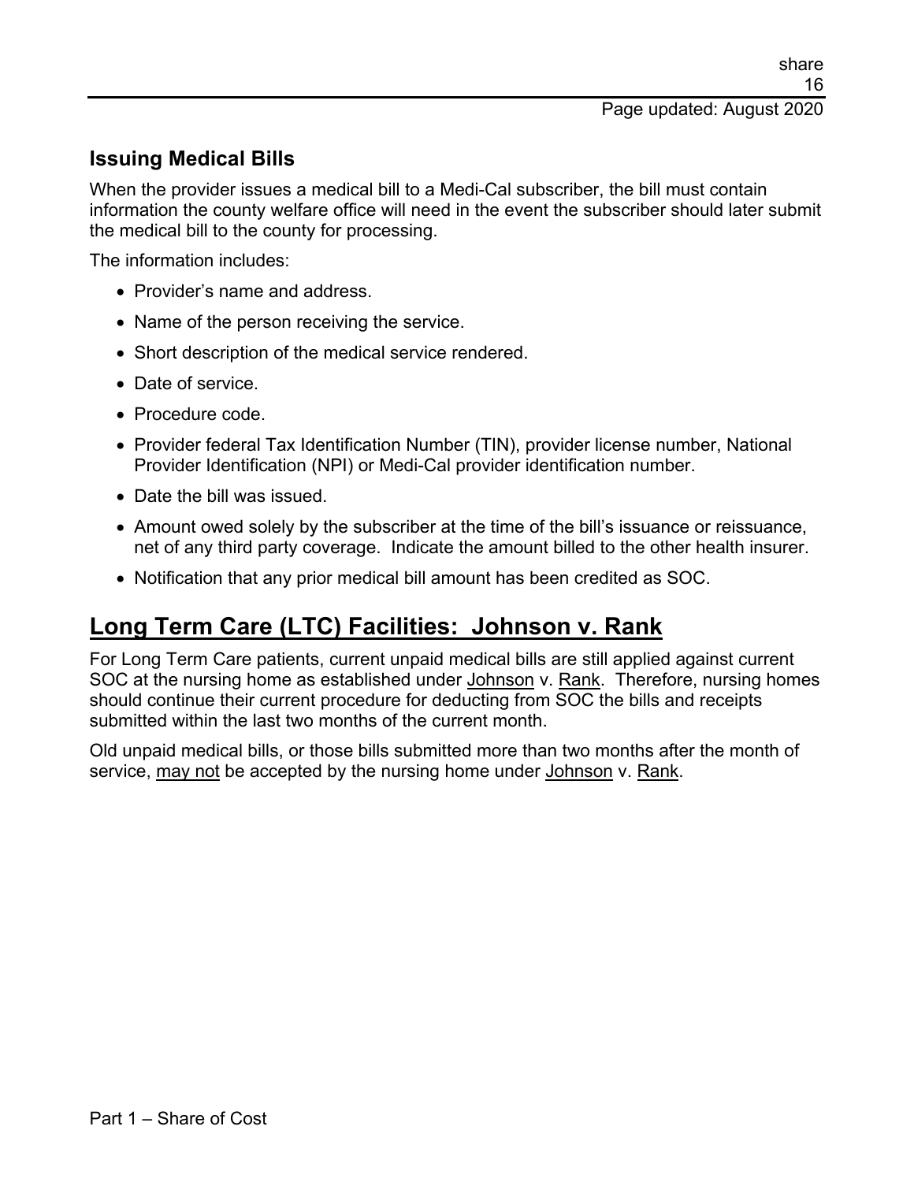## Issuing Medical Bills

When the provider issues a medical bill to a Medi-Cal subscriber, the bill must contain information the county welfare office will need in the event the subscriber should later submit the medical bill to the county for processing.

The information includes:

- Provider's name and address.
- Name of the person receiving the service.
- Short description of the medical service rendered.
- Date of service.
- Procedure code.
- Provider federal Tax Identification Number (TIN), provider license number, National Provider Identification (NPI) or Medi-Cal provider identification number.
- Date the bill was issued.
- Amount owed solely by the subscriber at the time of the bill's issuance or reissuance, net of any third party coverage. Indicate the amount billed to the other health insurer.
- Notification that any prior medical bill amount has been credited as SOC.

# Long Term Care (LTC) Facilities: Johnson v. Rank

For Long Term Care patients, current unpaid medical bills are still applied against current SOC at the nursing home as established under Johnson v. Rank. Therefore, nursing homes should continue their current procedure for deducting from SOC the bills and receipts submitted within the last two months of the current month.

Old unpaid medical bills, or those bills submitted more than two months after the month of service, may not be accepted by the nursing home under Johnson v. Rank.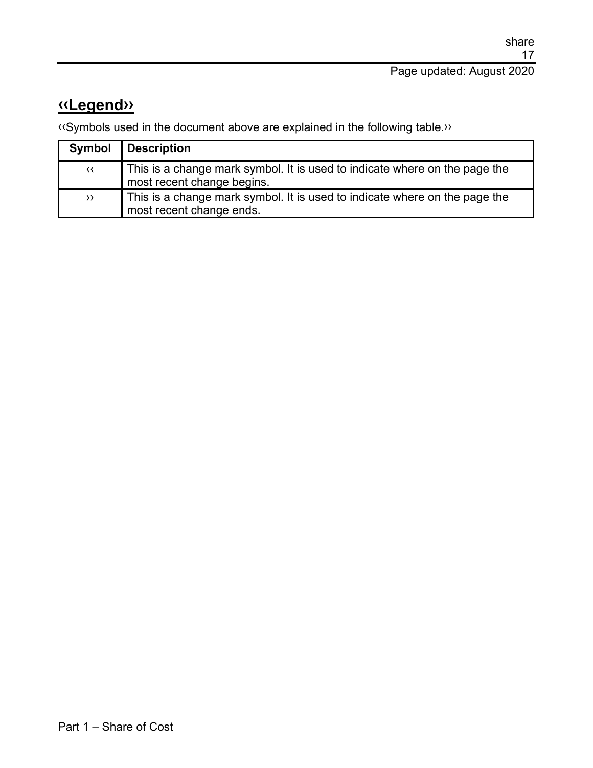## ‹‹Legend››

‹‹Symbols used in the document above are explained in the following table.››

| Symbol | Description |
|---|---|
| ‹‹ | This is a change mark symbol. It is used to indicate where on the page the most recent change begins. |
| ›› | This is a change mark symbol. It is used to indicate where on the page the most recent change ends. |